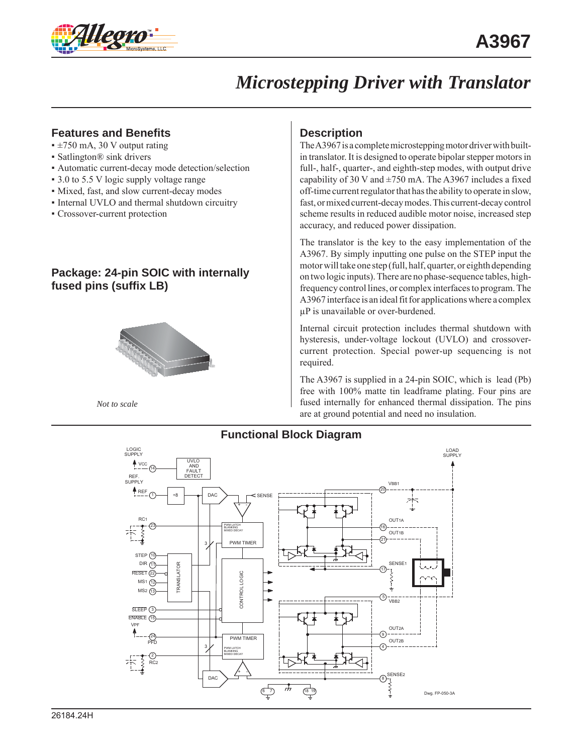# A3967

## *Microstepping Driver with Translator*

### Features and Benefits

- ±750 mA, 30 V output rating
- Satlington® sink drivers
- Automatic current-decay mode detection/selection
- 3.0 to 5.5 V logic supply voltage range
- Mixed, fast, and slow current-decay modes
- Internal UVLO and thermal shutdown circuitry
- Crossover-current protection

### Package: 24-pin SOIC with internally fused pins (suffix LB)

*Not to scale*

### Description

The A3967 is a complete microstepping motor driver with built-in translator. It is designed to operate bipolar stepper motors in full-, half-, quarter-, and eighth-step modes, with output drive capability of 30 V and ±750 mA. The A3967 includes a fixed off-time current regulator that has the ability to operate in slow, fast, or mixed current-decay modes. This current-decay control scheme results in reduced audible motor noise, increased step accuracy, and reduced power dissipation.

The translator is the key to the easy implementation of the A3967. By simply inputting one pulse on the STEP input the motor will take one step (full, half, quarter, or eighth depending on two logic inputs). There are no phase-sequence tables, high-frequency control lines, or complex interfaces to program. The A3967 interface is an ideal fit for applications where a complex µP is unavailable or over-burdened.

Internal circuit protection includes thermal shutdown with hysteresis, under-voltage lockout (UVLO) and crossover-current protection. Special power-up sequencing is not required.

The A3967 is supplied in a 24-pin SOIC, which is lead (Pb) free with 100% matte tin leadframe plating. Four pins are fused internally for enhanced thermal dissipation. The pins are at ground potential and need no insulation.

### Functional Block Diagram

Dwg. FP-050-3A

26184.24H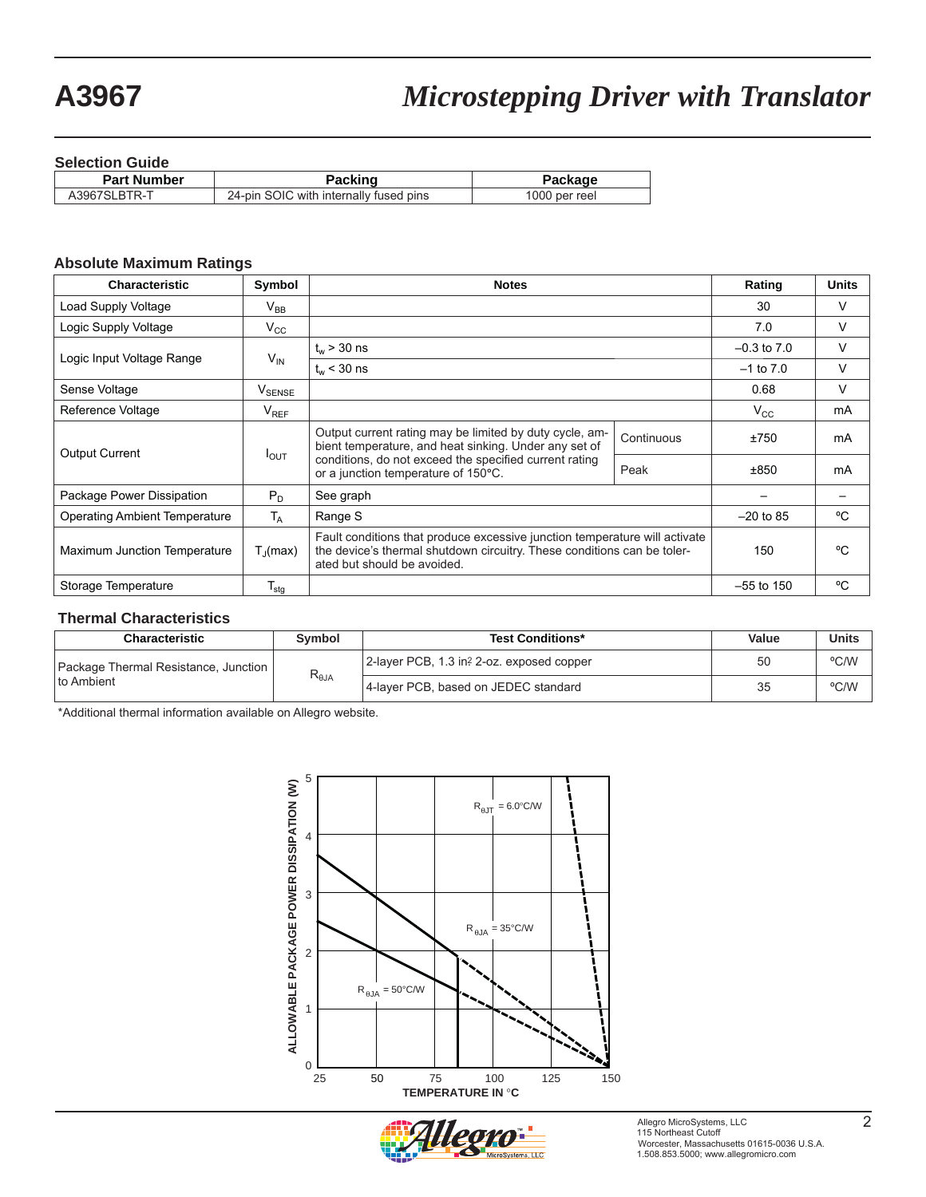# A3967 — *Microstepping Driver with Translator*

## Selection Guide

| Part Number | Packing | Package |
|---|---|---|
| A3967SLBTR-T | 24-pin SOIC with internally fused pins | 1000 per reel |

## Absolute Maximum Ratings

| Characteristic | Symbol | Notes | | Rating | Units |
|---|---|---|---|---|---|
| Load Supply Voltage | $V_{BB}$ | | | 30 | V |
| Logic Supply Voltage | $V_{CC}$ | | | 7.0 | V |
| Logic Input Voltage Range | $V_{IN}$ | $t_w$ > 30 ns | | –0.3 to 7.0 | V |
| | | $t_w$ < 30 ns | | –1 to 7.0 | V |
| Sense Voltage | $V_{SENSE}$ | | | 0.68 | V |
| Reference Voltage | $V_{REF}$ | | | $V_{CC}$ | mA |
| Output Current | $I_{OUT}$ | Output current rating may be limited by duty cycle, ambient temperature, and heat sinking. Under any set of conditions, do not exceed the specified current rating or a junction temperature of 150°C. | Continuous | ±750 | mA |
| | | | Peak | ±850 | mA |
| Package Power Dissipation | $P_D$ | See graph | | – | – |
| Operating Ambient Temperature | $T_A$ | Range S | | –20 to 85 | ºC |
| Maximum Junction Temperature | $T_J$(max) | Fault conditions that produce excessive junction temperature will activate the device's thermal shutdown circuitry. These conditions can be tolerated but should be avoided. | | 150 | ºC |
| Storage Temperature | $T_{stg}$ | | | –55 to 150 | ºC |

## Thermal Characteristics

| Characteristic | Symbol | Test Conditions* | Value | Units |
|---|---|---|---|---|
| Package Thermal Resistance, Junction to Ambient | $R_{\theta JA}$ | 2-layer PCB, 1.3 in² 2-oz. exposed copper | 50 | ºC/W |
| | | 4-layer PCB, based on JEDEC standard | 35 | ºC/W |

*Additional thermal information available on Allegro website.

ALLOWABLE PACKAGE POWER DISSIPATION (W) vs. TEMPERATURE IN °C

$R_{\theta JT}$ = 6.0°C/W

$R_{\theta JA}$ = 35°C/W

$R_{\theta JA}$ = 50°C/W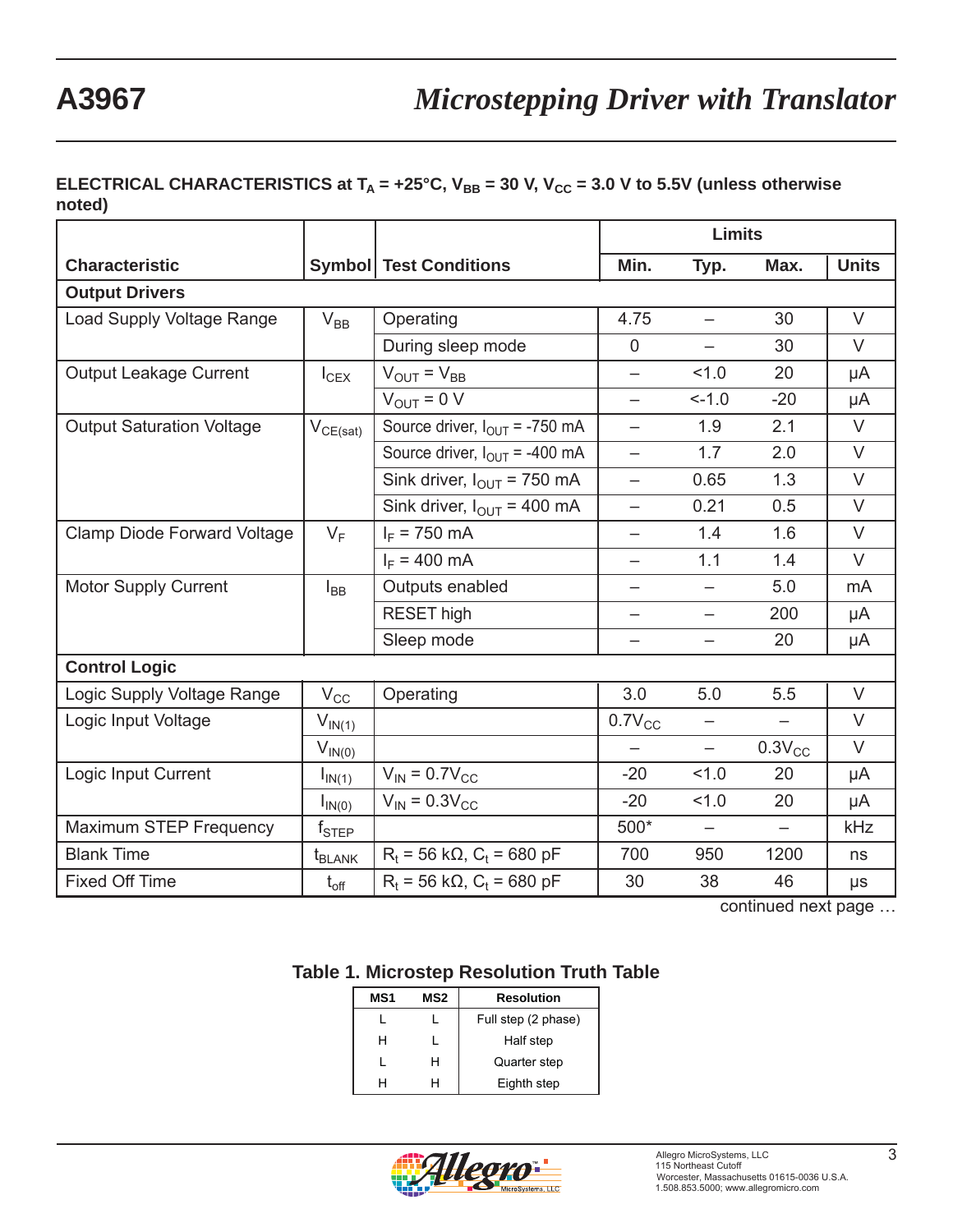**ELECTRICAL CHARACTERISTICS at $T_A$ = +25°C, $V_{BB}$ = 30 V, $V_{CC}$ = 3.0 V to 5.5V (unless otherwise noted)**

| Characteristic | Symbol | Test Conditions | Limits | | | Units |
|---|---|---|---|---|---|---|
| | | | Min. | Typ. | Max. | |
| **Output Drivers** | | | | | | |
| Load Supply Voltage Range | $V_{BB}$ | Operating | 4.75 | – | 30 | V |
| | | During sleep mode | 0 | – | 30 | V |
| Output Leakage Current | $I_{CEX}$ | $V_{OUT} = V_{BB}$ | – | <1.0 | 20 | µA |
| | | $V_{OUT}$ = 0 V | – | <-1.0 | -20 | µA |
| Output Saturation Voltage | $V_{CE(sat)}$ | Source driver, $I_{OUT}$ = -750 mA | – | 1.9 | 2.1 | V |
| | | Source driver, $I_{OUT}$ = -400 mA | – | 1.7 | 2.0 | V |
| | | Sink driver, $I_{OUT}$ = 750 mA | – | 0.65 | 1.3 | V |
| | | Sink driver, $I_{OUT}$ = 400 mA | – | 0.21 | 0.5 | V |
| Clamp Diode Forward Voltage | $V_F$ | $I_F$ = 750 mA | – | 1.4 | 1.6 | V |
| | | $I_F$ = 400 mA | – | 1.1 | 1.4 | V |
| Motor Supply Current | $I_{BB}$ | Outputs enabled | – | – | 5.0 | mA |
| | | RESET high | – | – | 200 | µA |
| | | Sleep mode | – | – | 20 | µA |
| **Control Logic** | | | | | | |
| Logic Supply Voltage Range | $V_{CC}$ | Operating | 3.0 | 5.0 | 5.5 | V |
| Logic Input Voltage | $V_{IN(1)}$ | | $0.7V_{CC}$ | – | – | V |
| | $V_{IN(0)}$ | | – | – | $0.3V_{CC}$ | V |
| Logic Input Current | $I_{IN(1)}$ | $V_{IN} = 0.7V_{CC}$ | -20 | <1.0 | 20 | µA |
| | $I_{IN(0)}$ | $V_{IN} = 0.3V_{CC}$ | -20 | <1.0 | 20 | µA |
| Maximum STEP Frequency | $f_{STEP}$ | | 500* | – | – | kHz |
| Blank Time | $t_{BLANK}$ | $R_t$ = 56 kΩ, $C_t$ = 680 pF | 700 | 950 | 1200 | ns |
| Fixed Off Time | $t_{off}$ | $R_t$ = 56 kΩ, $C_t$ = 680 pF | 30 | 38 | 46 | µs |

continued next page …

**Table 1. Microstep Resolution Truth Table**

| MS1 | MS2 | Resolution |
|---|---|---|
| L | L | Full step (2 phase) |
| H | L | Half step |
| L | H | Quarter step |
| H | H | Eighth step |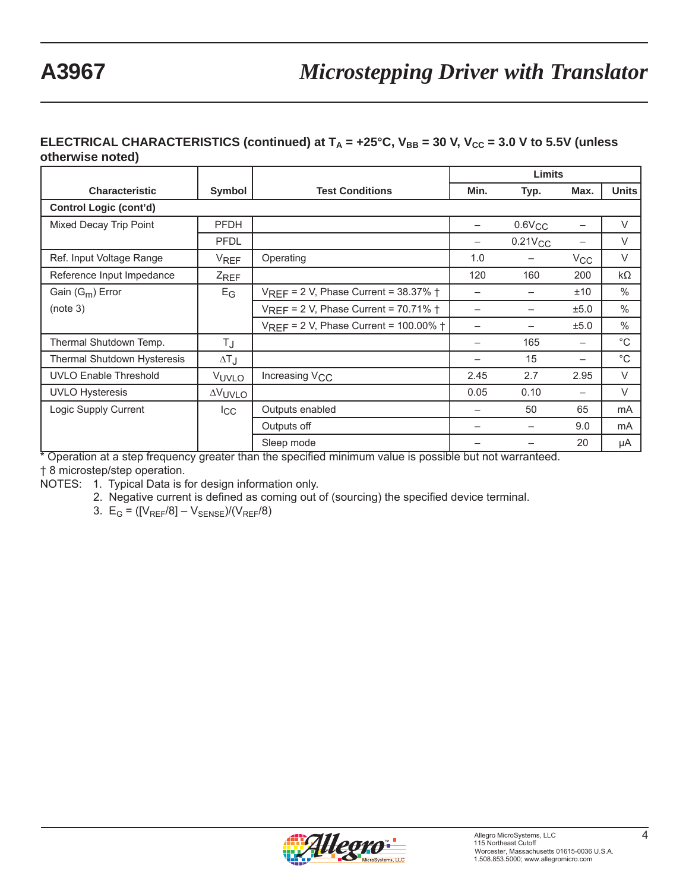**ELECTRICAL CHARACTERISTICS (continued) at $T_A$ = +25°C, $V_{BB}$ = 30 V, $V_{CC}$ = 3.0 V to 5.5V (unless otherwise noted)**

| Characteristic | Symbol | Test Conditions | Limits | | | |
|---|---|---|---|---|---|---|
| | | | Min. | Typ. | Max. | Units |
| **Control Logic (cont'd)** | | | | | | |
| Mixed Decay Trip Point | PFDH | | – | $0.6V_{CC}$ | – | V |
| | PFDL | | – | $0.21V_{CC}$ | – | V |
| Ref. Input Voltage Range | $V_{REF}$ | Operating | 1.0 | – | $V_{CC}$ | V |
| Reference Input Impedance | $Z_{REF}$ | | 120 | 160 | 200 | kΩ |
| Gain ($G_m$) Error (note 3) | $E_G$ | $V_{REF}$ = 2 V, Phase Current = 38.37% † | – | – | ±10 | % |
| | | $V_{REF}$ = 2 V, Phase Current = 70.71% † | – | – | ±5.0 | % |
| | | $V_{REF}$ = 2 V, Phase Current = 100.00% † | – | – | ±5.0 | % |
| Thermal Shutdown Temp. | $T_J$ | | – | 165 | – | °C |
| Thermal Shutdown Hysteresis | $\Delta T_J$ | | – | 15 | – | °C |
| UVLO Enable Threshold | $V_{UVLO}$ | Increasing $V_{CC}$ | 2.45 | 2.7 | 2.95 | V |
| UVLO Hysteresis | $\Delta V_{UVLO}$ | | 0.05 | 0.10 | – | V |
| Logic Supply Current | $I_{CC}$ | Outputs enabled | – | 50 | 65 | mA |
| | | Outputs off | – | – | 9.0 | mA |
| | | Sleep mode | – | – | 20 | µA |

* Operation at a step frequency greater than the specified minimum value is possible but not warranteed.

† 8 microstep/step operation.

NOTES:
1. Typical Data is for design information only.
2. Negative current is defined as coming out of (sourcing) the specified device terminal.
3. $E_G = ([V_{REF}/8] - V_{SENSE})/(V_{REF}/8)$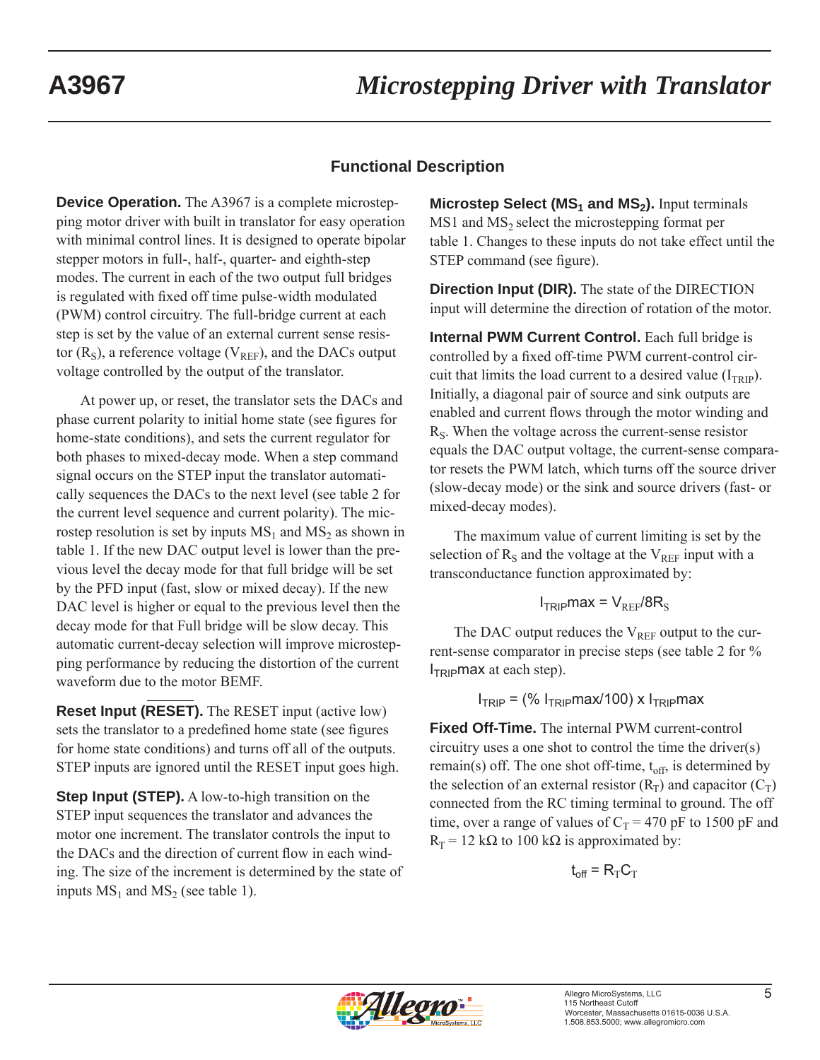## Functional Description

**Device Operation.** The A3967 is a complete microstepping motor driver with built in translator for easy operation with minimal control lines. It is designed to operate bipolar stepper motors in full-, half-, quarter- and eighth-step modes. The current in each of the two output full bridges is regulated with fixed off time pulse-width modulated (PWM) control circuitry. The full-bridge current at each step is set by the value of an external current sense resistor ($R_S$), a reference voltage ($V_{REF}$), and the DACs output voltage controlled by the output of the translator.

At power up, or reset, the translator sets the DACs and phase current polarity to initial home state (see figures for home-state conditions), and sets the current regulator for both phases to mixed-decay mode. When a step command signal occurs on the STEP input the translator automatically sequences the DACs to the next level (see table 2 for the current level sequence and current polarity). The microstep resolution is set by inputs $MS_1$ and $MS_2$ as shown in table 1. If the new DAC output level is lower than the previous level the decay mode for that full bridge will be set by the PFD input (fast, slow or mixed decay). If the new DAC level is higher or equal to the previous level then the decay mode for that Full bridge will be slow decay. This automatic current-decay selection will improve microstepping performance by reducing the distortion of the current waveform due to the motor BEMF.

**Reset Input ($\overline{\text{RESET}}$).** The RESET input (active low) sets the translator to a predefined home state (see figures for home state conditions) and turns off all of the outputs. STEP inputs are ignored until the RESET input goes high.

**Step Input (STEP).** A low-to-high transition on the STEP input sequences the translator and advances the motor one increment. The translator controls the input to the DACs and the direction of current flow in each winding. The size of the increment is determined by the state of inputs $MS_1$ and $MS_2$ (see table 1).

**Microstep Select ($MS_1$ and $MS_2$).** Input terminals MS1 and $MS_2$ select the microstepping format per table 1. Changes to these inputs do not take effect until the STEP command (see figure).

**Direction Input (DIR).** The state of the DIRECTION input will determine the direction of rotation of the motor.

**Internal PWM Current Control.** Each full bridge is controlled by a fixed off-time PWM current-control circuit that limits the load current to a desired value ($I_{TRIP}$). Initially, a diagonal pair of source and sink outputs are enabled and current flows through the motor winding and $R_S$. When the voltage across the current-sense resistor equals the DAC output voltage, the current-sense comparator resets the PWM latch, which turns off the source driver (slow-decay mode) or the sink and source drivers (fast- or mixed-decay modes).

The maximum value of current limiting is set by the selection of $R_S$ and the voltage at the $V_{REF}$ input with a transconductance function approximated by:

$$I_{TRIP}\text{max} = V_{REF}/8R_S$$

The DAC output reduces the $V_{REF}$ output to the current-sense comparator in precise steps (see table 2 for % $I_{TRIP}$max at each step).

$$I_{TRIP} = (\%\ I_{TRIP}\text{max}/100) \times I_{TRIP}\text{max}$$

**Fixed Off-Time.** The internal PWM current-control circuitry uses a one shot to control the time the driver(s) remain(s) off. The one shot off-time, $t_{off}$, is determined by the selection of an external resistor ($R_T$) and capacitor ($C_T$) connected from the RC timing terminal to ground. The off time, over a range of values of $C_T$ = 470 pF to 1500 pF and $R_T$ = 12 kΩ to 100 kΩ is approximated by:

$$t_{off} = R_T C_T$$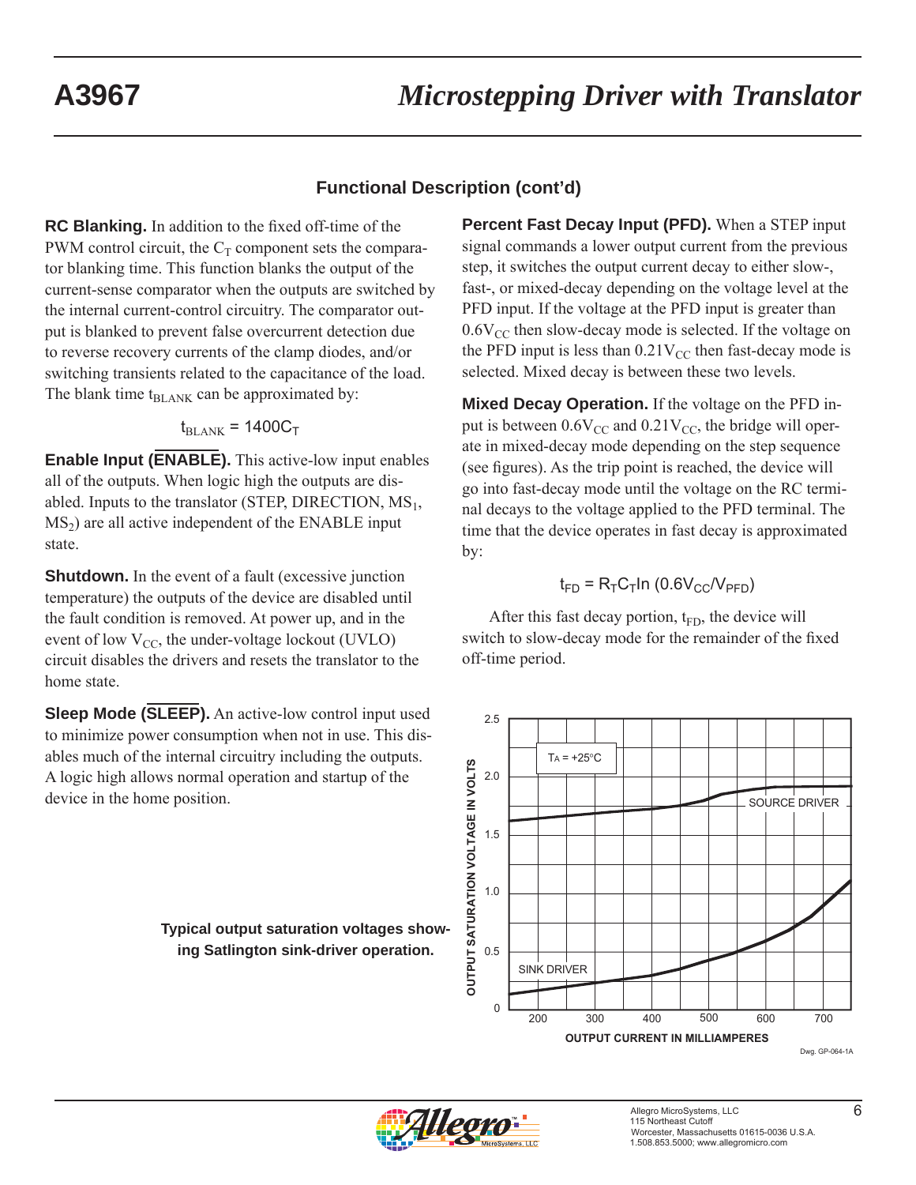## Functional Description (cont'd)

**RC Blanking.** In addition to the fixed off-time of the PWM control circuit, the $C_T$ component sets the comparator blanking time. This function blanks the output of the current-sense comparator when the outputs are switched by the internal current-control circuitry. The comparator output is blanked to prevent false overcurrent detection due to reverse recovery currents of the clamp diodes, and/or switching transients related to the capacitance of the load. The blank time $t_{BLANK}$ can be approximated by:

$$t_{BLANK} = 1400C_T$$

**Enable Input ($\overline{ENABLE}$).** This active-low input enables all of the outputs. When logic high the outputs are disabled. Inputs to the translator (STEP, DIRECTION, $MS_1$, $MS_2$) are all active independent of the ENABLE input state.

**Shutdown.** In the event of a fault (excessive junction temperature) the outputs of the device are disabled until the fault condition is removed. At power up, and in the event of low $V_{CC}$, the under-voltage lockout (UVLO) circuit disables the drivers and resets the translator to the home state.

**Sleep Mode ($\overline{SLEEP}$).** An active-low control input used to minimize power consumption when not in use. This disables much of the internal circuitry including the outputs. A logic high allows normal operation and startup of the device in the home position.

**Percent Fast Decay Input (PFD).** When a STEP input signal commands a lower output current from the previous step, it switches the output current decay to either slow-, fast-, or mixed-decay depending on the voltage level at the PFD input. If the voltage at the PFD input is greater than $0.6V_{CC}$ then slow-decay mode is selected. If the voltage on the PFD input is less than $0.21V_{CC}$ then fast-decay mode is selected. Mixed decay is between these two levels.

**Mixed Decay Operation.** If the voltage on the PFD input is between $0.6V_{CC}$ and $0.21V_{CC}$, the bridge will operate in mixed-decay mode depending on the step sequence (see figures). As the trip point is reached, the device will go into fast-decay mode until the voltage on the RC terminal decays to the voltage applied to the PFD terminal. The time that the device operates in fast decay is approximated by:

$$t_{FD} = R_T C_T \ln(0.6V_{CC}/V_{PFD})$$

After this fast decay portion, $t_{FD}$, the device will switch to slow-decay mode for the remainder of the fixed off-time period.

**Typical output saturation voltages showing Satlington sink-driver operation.**

Dwg. GP-064-1A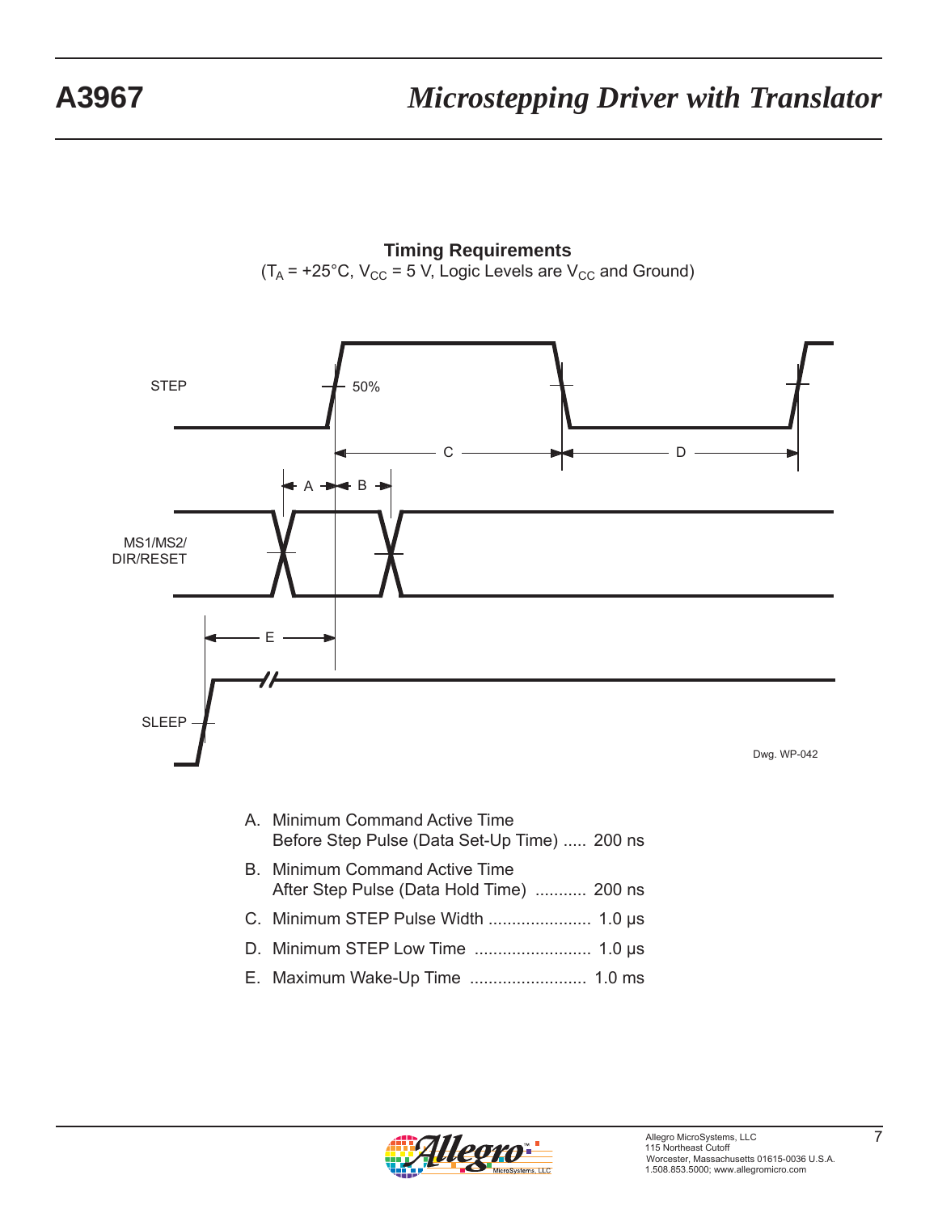## Timing Requirements

($T_A$ = +25°C, $V_{CC}$ = 5 V, Logic Levels are $V_{CC}$ and Ground)

STEP

50%

C

D

A

B

MS1/MS2/
DIR/RESET

E

SLEEP

Dwg. WP-042

A. Minimum Command Active Time
Before Step Pulse (Data Set-Up Time) ..... 200 ns

B. Minimum Command Active Time
After Step Pulse (Data Hold Time) ........... 200 ns

C. Minimum STEP Pulse Width ...................... 1.0 μs

D. Minimum STEP Low Time ......................... 1.0 μs

E. Maximum Wake-Up Time ......................... 1.0 ms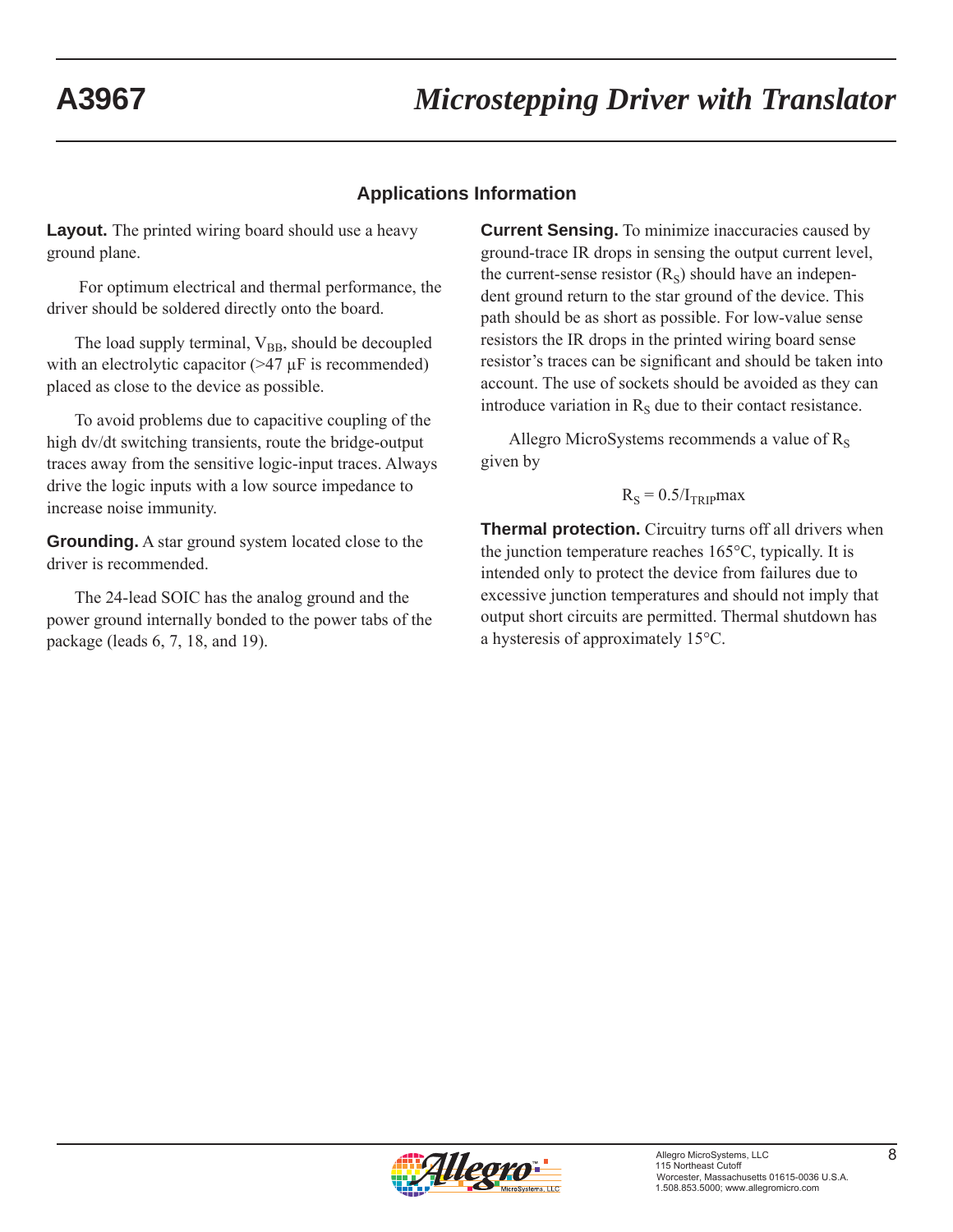## Applications Information

**Layout.** The printed wiring board should use a heavy ground plane.

For optimum electrical and thermal performance, the driver should be soldered directly onto the board.

The load supply terminal, $V_{BB}$, should be decoupled with an electrolytic capacitor (>47 µF is recommended) placed as close to the device as possible.

To avoid problems due to capacitive coupling of the high dv/dt switching transients, route the bridge-output traces away from the sensitive logic-input traces. Always drive the logic inputs with a low source impedance to increase noise immunity.

**Grounding.** A star ground system located close to the driver is recommended.

The 24-lead SOIC has the analog ground and the power ground internally bonded to the power tabs of the package (leads 6, 7, 18, and 19).

**Current Sensing.** To minimize inaccuracies caused by ground-trace IR drops in sensing the output current level, the current-sense resistor ($R_S$) should have an independent ground return to the star ground of the device. This path should be as short as possible. For low-value sense resistors the IR drops in the printed wiring board sense resistor's traces can be significant and should be taken into account. The use of sockets should be avoided as they can introduce variation in $R_S$ due to their contact resistance.

Allegro MicroSystems recommends a value of $R_S$ given by

$$R_S = 0.5/I_{TRIP}\text{max}$$

**Thermal protection.** Circuitry turns off all drivers when the junction temperature reaches 165°C, typically. It is intended only to protect the device from failures due to excessive junction temperatures and should not imply that output short circuits are permitted. Thermal shutdown has a hysteresis of approximately 15°C.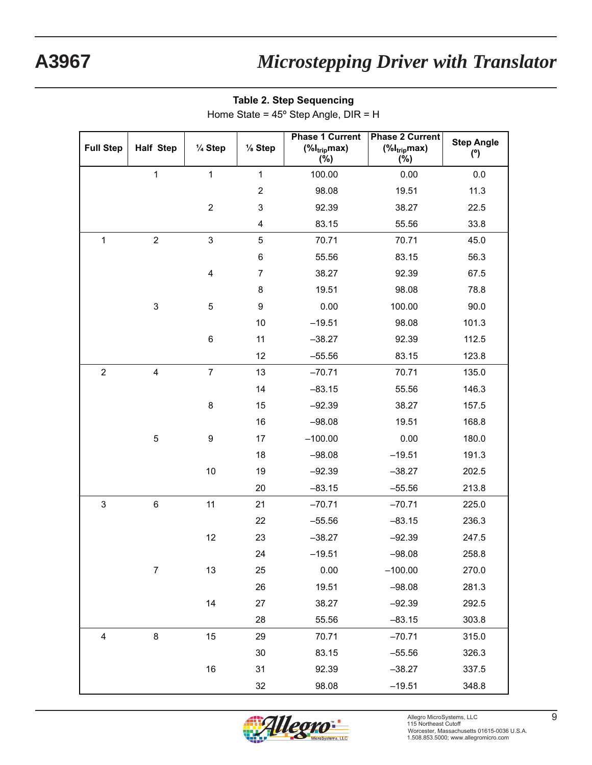**Table 2. Step Sequencing**

Home State = 45º Step Angle, DIR = H

| Full Step | Half Step | ¼ Step | ⅛ Step | Phase 1 Current ($\%I_{trip}$max) (%) | Phase 2 Current ($\%I_{trip}$max) (%) | Step Angle (º) |
|---|---|---|---|---|---|---|
| | 1 | 1 | 1 | 100.00 | 0.00 | 0.0 |
| | | | 2 | 98.08 | 19.51 | 11.3 |
| | | 2 | 3 | 92.39 | 38.27 | 22.5 |
| | | | 4 | 83.15 | 55.56 | 33.8 |
| 1 | 2 | 3 | 5 | 70.71 | 70.71 | 45.0 |
| | | | 6 | 55.56 | 83.15 | 56.3 |
| | | 4 | 7 | 38.27 | 92.39 | 67.5 |
| | | | 8 | 19.51 | 98.08 | 78.8 |
| | 3 | 5 | 9 | 0.00 | 100.00 | 90.0 |
| | | | 10 | –19.51 | 98.08 | 101.3 |
| | | 6 | 11 | –38.27 | 92.39 | 112.5 |
| | | | 12 | –55.56 | 83.15 | 123.8 |
| 2 | 4 | 7 | 13 | –70.71 | 70.71 | 135.0 |
| | | | 14 | –83.15 | 55.56 | 146.3 |
| | | 8 | 15 | –92.39 | 38.27 | 157.5 |
| | | | 16 | –98.08 | 19.51 | 168.8 |
| | 5 | 9 | 17 | –100.00 | 0.00 | 180.0 |
| | | | 18 | –98.08 | –19.51 | 191.3 |
| | | 10 | 19 | –92.39 | –38.27 | 202.5 |
| | | | 20 | –83.15 | –55.56 | 213.8 |
| 3 | 6 | 11 | 21 | –70.71 | –70.71 | 225.0 |
| | | | 22 | –55.56 | –83.15 | 236.3 |
| | | 12 | 23 | –38.27 | –92.39 | 247.5 |
| | | | 24 | –19.51 | –98.08 | 258.8 |
| | 7 | 13 | 25 | 0.00 | –100.00 | 270.0 |
| | | | 26 | 19.51 | –98.08 | 281.3 |
| | | 14 | 27 | 38.27 | –92.39 | 292.5 |
| | | | 28 | 55.56 | –83.15 | 303.8 |
| 4 | 8 | 15 | 29 | 70.71 | –70.71 | 315.0 |
| | | | 30 | 83.15 | –55.56 | 326.3 |
| | | 16 | 31 | 92.39 | –38.27 | 337.5 |
| | | | 32 | 98.08 | –19.51 | 348.8 |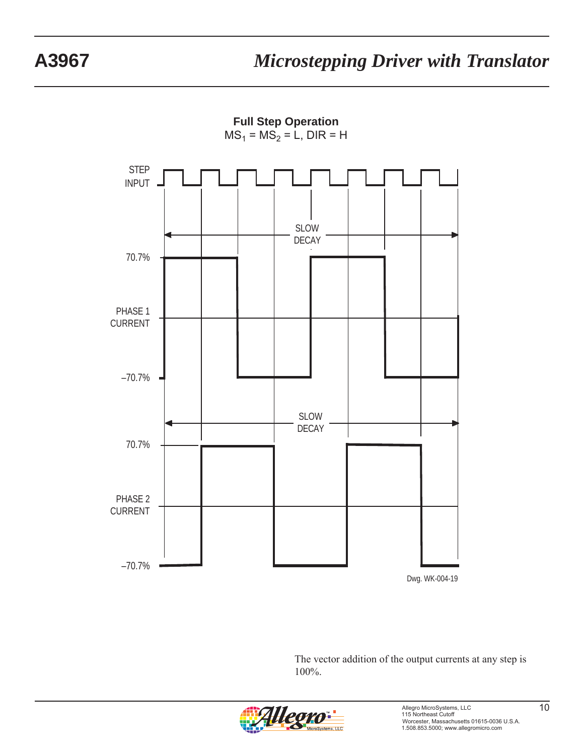**Full Step Operation**
$MS_1 = MS_2 = L$, DIR = H

STEP INPUT

SLOW DECAY

70.7%

PHASE 1 CURRENT

–70.7%

SLOW DECAY

70.7%

PHASE 2 CURRENT

–70.7%

Dwg. WK-004-19

The vector addition of the output currents at any step is 100%.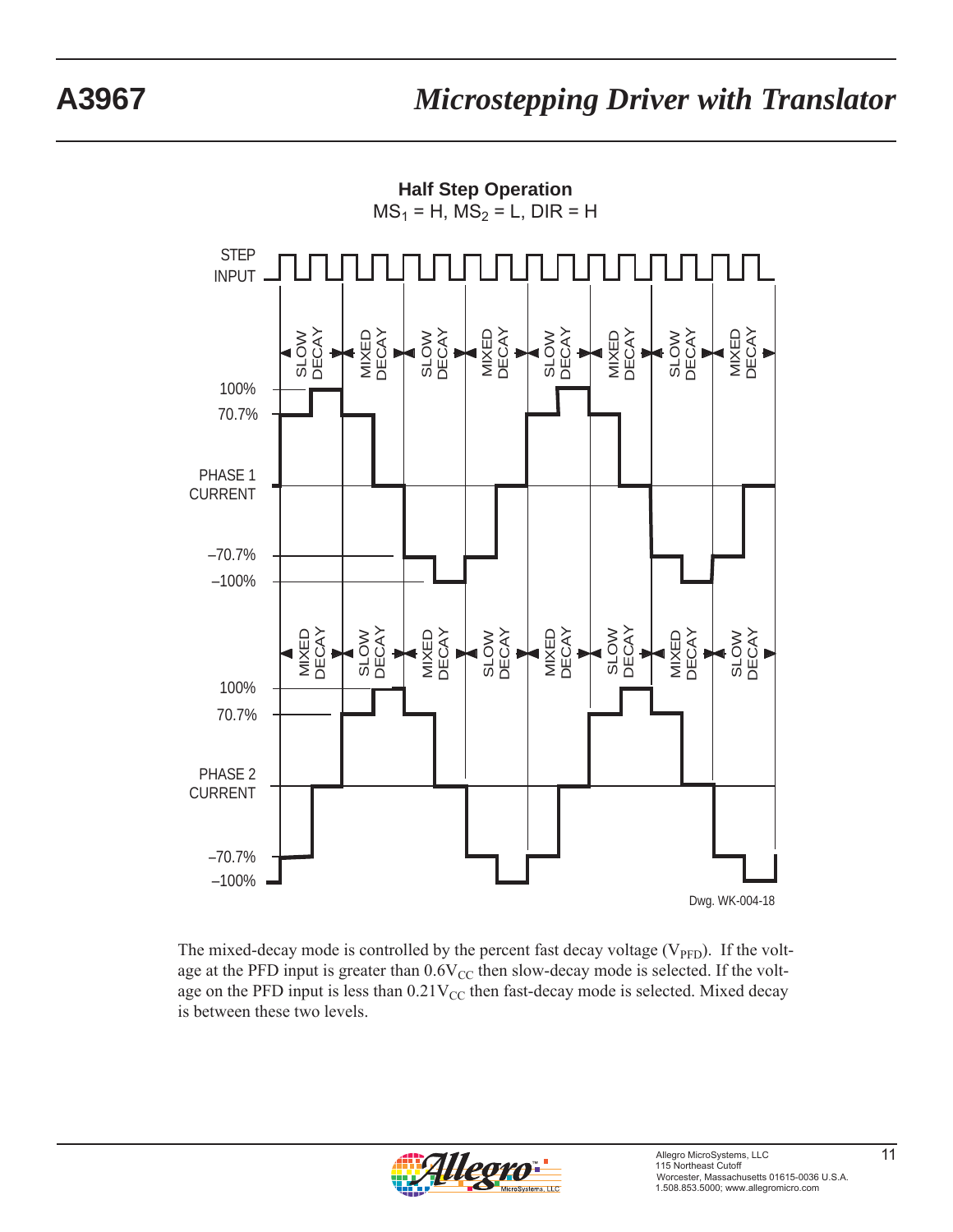**Half Step Operation**

$MS_1$ = H, $MS_2$ = L, DIR = H

STEP INPUT

PHASE 1 CURRENT: SLOW DECAY, MIXED DECAY, SLOW DECAY, MIXED DECAY, SLOW DECAY, MIXED DECAY, SLOW DECAY, MIXED DECAY

100%, 70.7%, –70.7%, –100%

PHASE 2 CURRENT: MIXED DECAY, SLOW DECAY, MIXED DECAY, SLOW DECAY, MIXED DECAY, SLOW DECAY, MIXED DECAY, SLOW DECAY

100%, 70.7%, –70.7%, –100%

Dwg. WK-004-18

The mixed-decay mode is controlled by the percent fast decay voltage ($V_{PFD}$). If the voltage at the PFD input is greater than $0.6V_{CC}$ then slow-decay mode is selected. If the voltage on the PFD input is less than $0.21V_{CC}$ then fast-decay mode is selected. Mixed decay is between these two levels.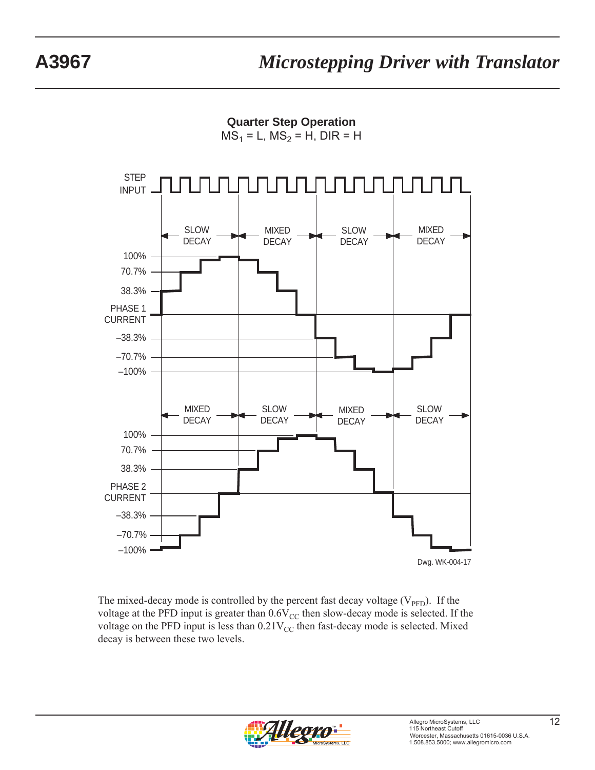**Quarter Step Operation**
$MS_1$ = L, $MS_2$ = H, DIR = H

STEP INPUT

| SLOW DECAY | MIXED DECAY | SLOW DECAY | MIXED DECAY |
| --- | --- | --- | --- |

PHASE 1 CURRENT: 100%, 70.7%, 38.3%, –38.3%, –70.7%, –100%

| MIXED DECAY | SLOW DECAY | MIXED DECAY | SLOW DECAY |
| --- | --- | --- | --- |

PHASE 2 CURRENT: 100%, 70.7%, 38.3%, –38.3%, –70.7%, –100%

Dwg. WK-004-17

The mixed-decay mode is controlled by the percent fast decay voltage ($V_{PFD}$). If the voltage at the PFD input is greater than $0.6V_{CC}$ then slow-decay mode is selected. If the voltage on the PFD input is less than $0.21V_{CC}$ then fast-decay mode is selected. Mixed decay is between these two levels.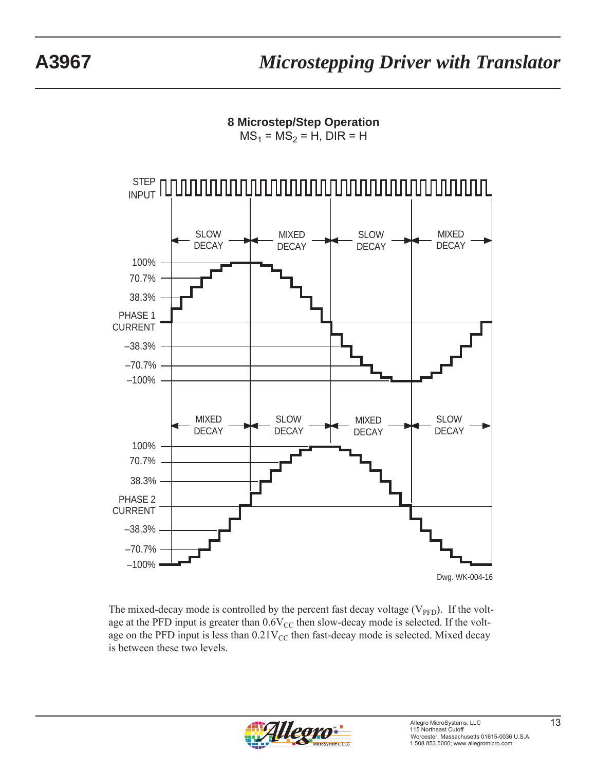## 8 Microstep/Step Operation

$MS_1 = MS_2 = H$, DIR = H

STEP INPUT

SLOW DECAY | MIXED DECAY | SLOW DECAY | MIXED DECAY

100%

70.7%

38.3%

PHASE 1 CURRENT

–38.3%

–70.7%

–100%

MIXED DECAY | SLOW DECAY | MIXED DECAY | SLOW DECAY

100%

70.7%

38.3%

PHASE 2 CURRENT

–38.3%

–70.7%

–100%

Dwg. WK-004-16

The mixed-decay mode is controlled by the percent fast decay voltage ($V_{PFD}$). If the voltage at the PFD input is greater than $0.6V_{CC}$ then slow-decay mode is selected. If the voltage on the PFD input is less than $0.21V_{CC}$ then fast-decay mode is selected. Mixed decay is between these two levels.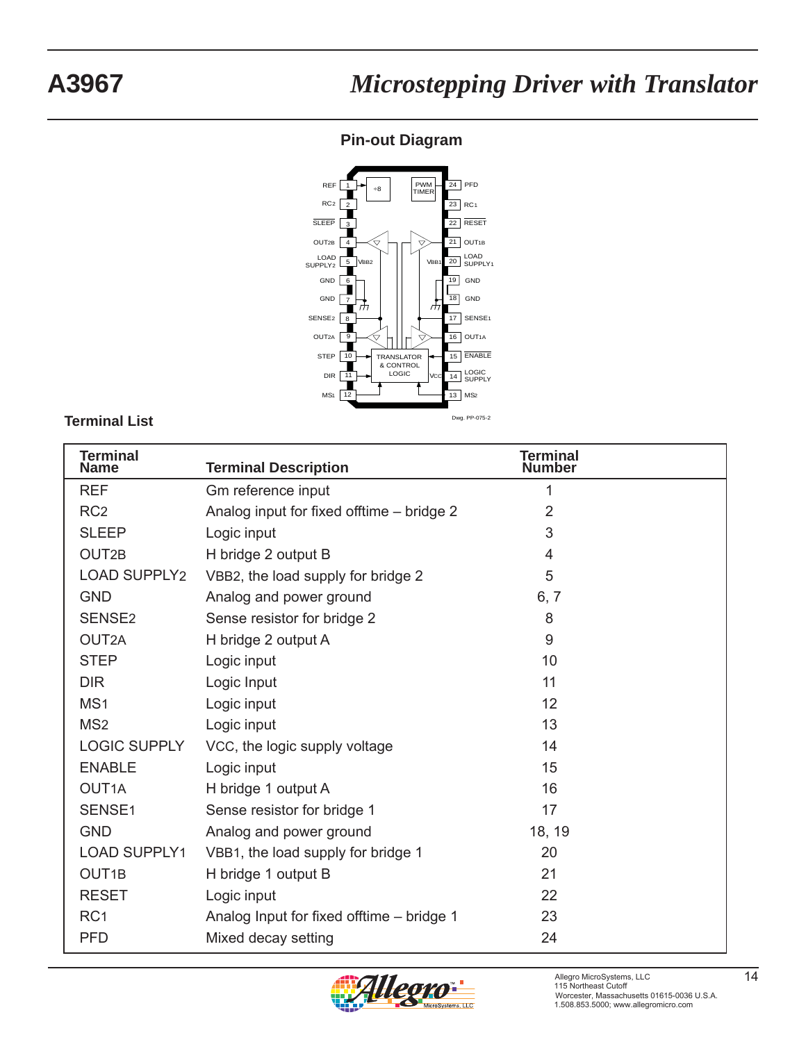## Pin-out Diagram

Dwg. PP-075-2

### Terminal List

| Terminal Name | Terminal Description | Terminal Number |
|---|---|---|
| REF | Gm reference input | 1 |
| RC2 | Analog input for fixed offtime – bridge 2 | 2 |
| SLEEP | Logic input | 3 |
| OUT2B | H bridge 2 output B | 4 |
| LOAD SUPPLY2 | VBB2, the load supply for bridge 2 | 5 |
| GND | Analog and power ground | 6, 7 |
| SENSE2 | Sense resistor for bridge 2 | 8 |
| OUT2A | H bridge 2 output A | 9 |
| STEP | Logic input | 10 |
| DIR | Logic Input | 11 |
| MS1 | Logic input | 12 |
| MS2 | Logic input | 13 |
| LOGIC SUPPLY | VCC, the logic supply voltage | 14 |
| ENABLE | Logic input | 15 |
| OUT1A | H bridge 1 output A | 16 |
| SENSE1 | Sense resistor for bridge 1 | 17 |
| GND | Analog and power ground | 18, 19 |
| LOAD SUPPLY1 | VBB1, the load supply for bridge 1 | 20 |
| OUT1B | H bridge 1 output B | 21 |
| RESET | Logic input | 22 |
| RC1 | Analog Input for fixed offtime – bridge 1 | 23 |
| PFD | Mixed decay setting | 24 |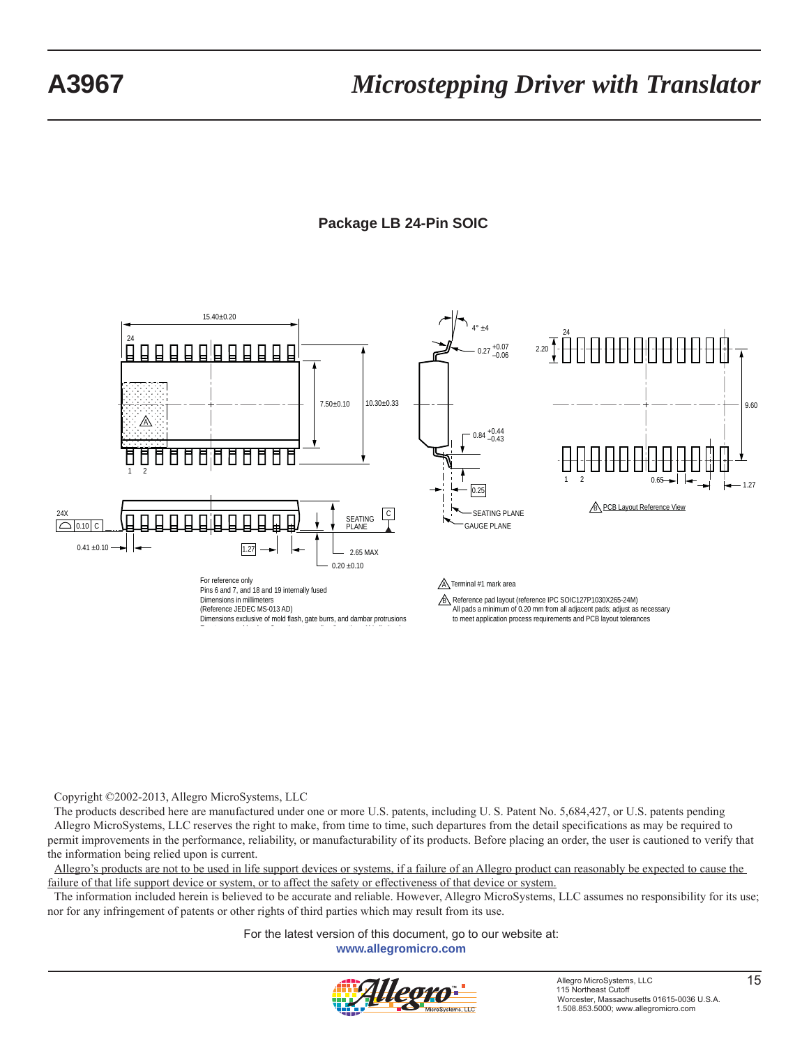## Package LB 24-Pin SOIC

15.40±0.20

24

1 2

7.50±0.10

10.30±0.33

A

24X

0.10 C

0.41 ±0.10

1.27

SEATING PLANE

C

2.65 MAX

0.20 ±0.10

4° ±4

0.27 +0.07 –0.06

0.84 +0.44 –0.43

0.25

SEATING PLANE

GAUGE PLANE

2.20

24

9.60

1 2

0.65

1.27

B PCB Layout Reference View

For reference only
Pins 6 and 7, and 18 and 19 internally fused
Dimensions in millimeters
(Reference JEDEC MS-013 AD)
Dimensions exclusive of mold flash, gate burrs, and dambar protrusions

A Terminal #1 mark area

B Reference pad layout (reference IPC SOIC127P1030X265-24M)
All pads a minimum of 0.20 mm from all adjacent pads; adjust as necessary to meet application process requirements and PCB layout tolerances

Copyright ©2002-2013, Allegro MicroSystems, LLC

The products described here are manufactured under one or more U.S. patents, including U. S. Patent No. 5,684,427, or U.S. patents pending

Allegro MicroSystems, LLC reserves the right to make, from time to time, such departures from the detail specifications as may be required to permit improvements in the performance, reliability, or manufacturability of its products. Before placing an order, the user is cautioned to verify that the information being relied upon is current.

Allegro's products are not to be used in life support devices or systems, if a failure of an Allegro product can reasonably be expected to cause the failure of that life support device or system, or to affect the safety or effectiveness of that device or system.

The information included herein is believed to be accurate and reliable. However, Allegro MicroSystems, LLC assumes no responsibility for its use; nor for any infringement of patents or other rights of third parties which may result from its use.

For the latest version of this document, go to our website at:
**www.allegromicro.com**

Allegro MicroSystems, LLC
115 Northeast Cutoff
Worcester, Massachusetts 01615-0036 U.S.A.
1.508.853.5000; www.allegromicro.com